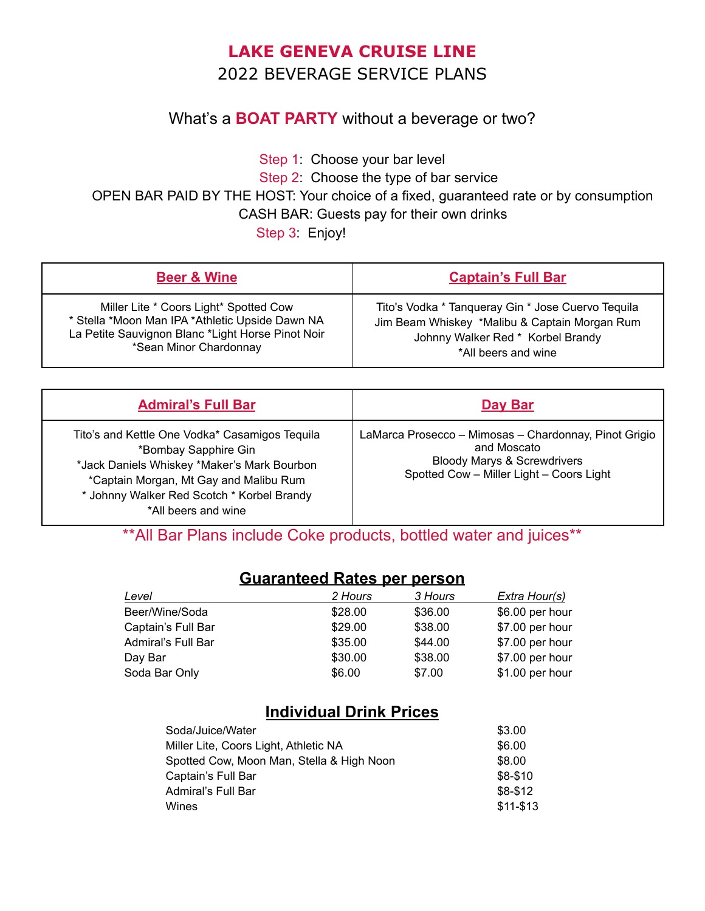# LAKE GENEVA CRUISE LINE

## 2022 BEVERAGE SERVICE PLANS

What's a **BOAT PARTY** without a beverage or two?

Step 1: Choose your bar level

Step 2: Choose the type of bar service

OPEN BAR PAID BY THE HOST: Your choice of a fixed, guaranteed rate or by consumption

CASH BAR: Guests pay for their own drinks

Step 3: Enjoy!

| Beer & Wine | Captain's Full Bar |
|---|---|
| Miller Lite * Coors Light* Spotted Cow * Stella *Moon Man IPA *Athletic Upside Dawn NA La Petite Sauvignon Blanc *Light Horse Pinot Noir *Sean Minor Chardonnay | Tito's Vodka * Tanqueray Gin * Jose Cuervo Tequila Jim Beam Whiskey *Malibu & Captain Morgan Rum Johnny Walker Red * Korbel Brandy *All beers and wine |

| Admiral's Full Bar | Day Bar |
|---|---|
| Tito's and Kettle One Vodka* Casamigos Tequila *Bombay Sapphire Gin *Jack Daniels Whiskey *Maker's Mark Bourbon *Captain Morgan, Mt Gay and Malibu Rum * Johnny Walker Red Scotch * Korbel Brandy *All beers and wine | LaMarca Prosecco – Mimosas – Chardonnay, Pinot Grigio and Moscato Bloody Marys & Screwdrivers Spotted Cow – Miller Light – Coors Light |

**All Bar Plans include Coke products, bottled water and juices**

## Guaranteed Rates per person

| *Level* | *2 Hours* | *3 Hours* | *Extra Hour(s)* |
|---|---|---|---|
| Beer/Wine/Soda | $28.00 | $36.00 | $6.00 per hour |
| Captain's Full Bar | $29.00 | $38.00 | $7.00 per hour |
| Admiral's Full Bar | $35.00 | $44.00 | $7.00 per hour |
| Day Bar | $30.00 | $38.00 | $7.00 per hour |
| Soda Bar Only | $6.00 | $7.00 | $1.00 per hour |

## Individual Drink Prices

| | |
|---|---|
| Soda/Juice/Water | $3.00 |
| Miller Lite, Coors Light, Athletic NA | $6.00 |
| Spotted Cow, Moon Man, Stella & High Noon | $8.00 |
| Captain's Full Bar | $8-$10 |
| Admiral's Full Bar | $8-$12 |
| Wines | $11-$13 |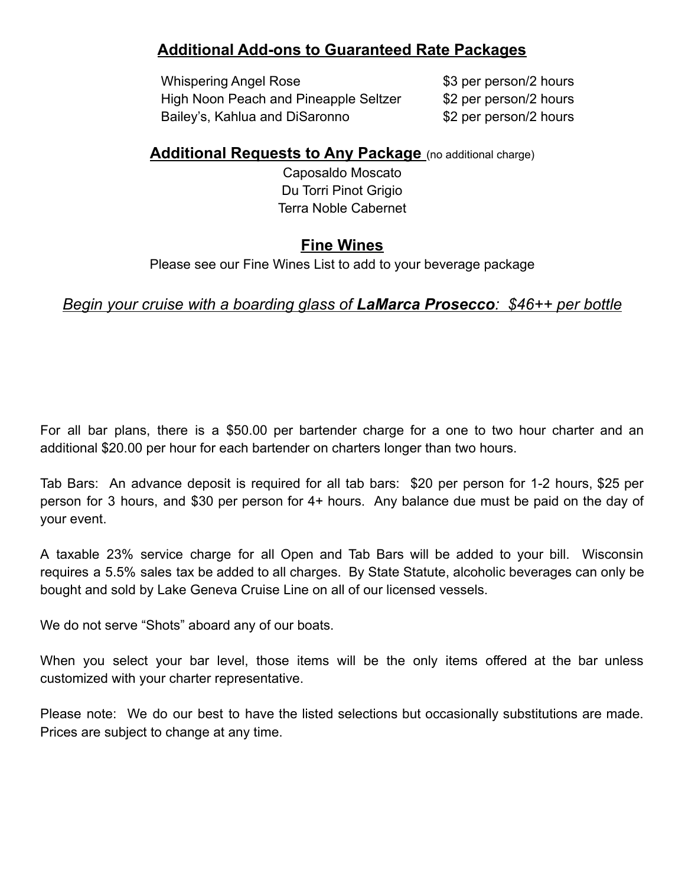## Additional Add-ons to Guaranteed Rate Packages

| | |
|---|---|
| Whispering Angel Rose | $3 per person/2 hours |
| High Noon Peach and Pineapple Seltzer | $2 per person/2 hours |
| Bailey's, Kahlua and DiSaronno | $2 per person/2 hours |

## Additional Requests to Any Package (no additional charge)

Caposaldo Moscato
Du Torri Pinot Grigio
Terra Noble Cabernet

## Fine Wines

Please see our Fine Wines List to add to your beverage package

*Begin your cruise with a boarding glass of **LaMarca Prosecco**: $46++ per bottle*

For all bar plans, there is a $50.00 per bartender charge for a one to two hour charter and an additional $20.00 per hour for each bartender on charters longer than two hours.

Tab Bars: An advance deposit is required for all tab bars: $20 per person for 1-2 hours, $25 per person for 3 hours, and $30 per person for 4+ hours. Any balance due must be paid on the day of your event.

A taxable 23% service charge for all Open and Tab Bars will be added to your bill. Wisconsin requires a 5.5% sales tax be added to all charges. By State Statute, alcoholic beverages can only be bought and sold by Lake Geneva Cruise Line on all of our licensed vessels.

We do not serve "Shots" aboard any of our boats.

When you select your bar level, those items will be the only items offered at the bar unless customized with your charter representative.

Please note: We do our best to have the listed selections but occasionally substitutions are made. Prices are subject to change at any time.